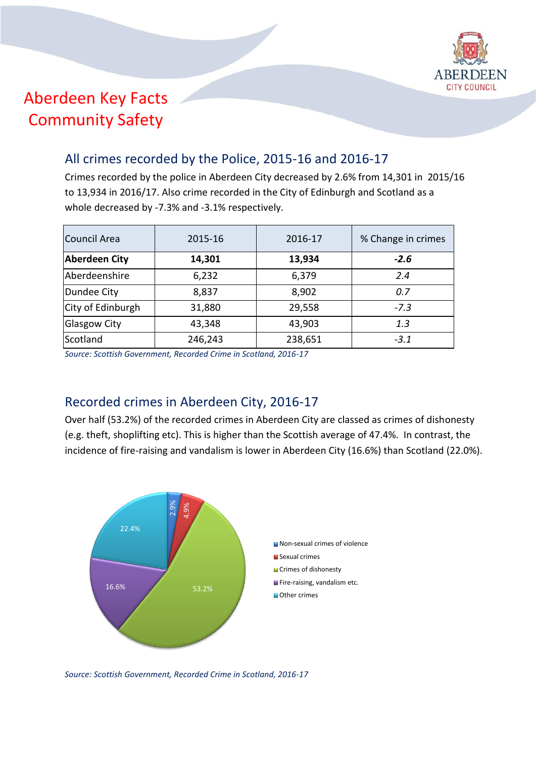# Aberdeen Key Facts Community Safety

## All crimes recorded by the Police, 2015-16 and 2016-17

Crimes recorded by the police in Aberdeen City decreased by 2.6% from 14,301 in 2015/16 to 13,934 in 2016/17. Also crime recorded in the City of Edinburgh and Scotland as a whole decreased by -7.3% and -3.1% respectively.

| Council Area | 2015-16 | 2016-17 | % Change in crimes |
|---|---|---|---|
| **Aberdeen City** | **14,301** | **13,934** | ***-2.6*** |
| Aberdeenshire | 6,232 | 6,379 | *2.4* |
| Dundee City | 8,837 | 8,902 | *0.7* |
| City of Edinburgh | 31,880 | 29,558 | *-7.3* |
| Glasgow City | 43,348 | 43,903 | *1.3* |
| Scotland | 246,243 | 238,651 | *-3.1* |

*Source: Scottish Government, Recorded Crime in Scotland, 2016-17*

## Recorded crimes in Aberdeen City, 2016-17

Over half (53.2%) of the recorded crimes in Aberdeen City are classed as crimes of dishonesty (e.g. theft, shoplifting etc). This is higher than the Scottish average of 47.4%. In contrast, the incidence of fire-raising and vandalism is lower in Aberdeen City (16.6%) than Scotland (22.0%).

| Crime group | % |
|---|---|
| Non-sexual crimes of violence | 2.9% |
| Sexual crimes | 4.9% |
| Crimes of dishonesty | 53.2% |
| Fire-raising, vandalism etc. | 16.6% |
| Other crimes | 22.4% |

*Source: Scottish Government, Recorded Crime in Scotland, 2016-17*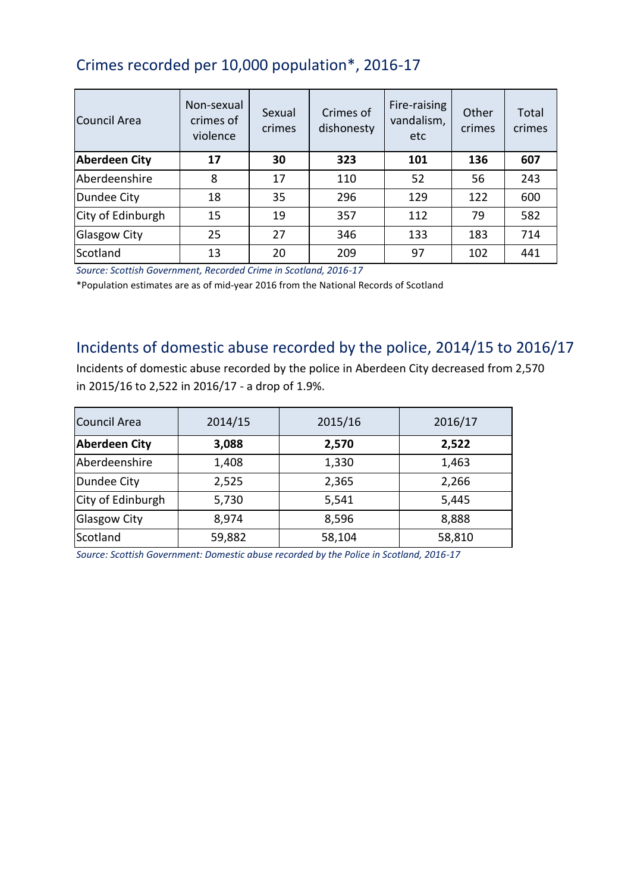## Crimes recorded per 10,000 population*, 2016-17

| Council Area | Non-sexual crimes of violence | Sexual crimes | Crimes of dishonesty | Fire-raising vandalism, etc | Other crimes | Total crimes |
|---|---|---|---|---|---|---|
| **Aberdeen City** | **17** | **30** | **323** | **101** | **136** | **607** |
| Aberdeenshire | 8 | 17 | 110 | 52 | 56 | 243 |
| Dundee City | 18 | 35 | 296 | 129 | 122 | 600 |
| City of Edinburgh | 15 | 19 | 357 | 112 | 79 | 582 |
| Glasgow City | 25 | 27 | 346 | 133 | 183 | 714 |
| Scotland | 13 | 20 | 209 | 97 | 102 | 441 |

*Source: Scottish Government, Recorded Crime in Scotland, 2016-17*

*Population estimates are as of mid-year 2016 from the National Records of Scotland

## Incidents of domestic abuse recorded by the police, 2014/15 to 2016/17

Incidents of domestic abuse recorded by the police in Aberdeen City decreased from 2,570 in 2015/16 to 2,522 in 2016/17 - a drop of 1.9%.

| Council Area | 2014/15 | 2015/16 | 2016/17 |
|---|---|---|---|
| **Aberdeen City** | **3,088** | **2,570** | **2,522** |
| Aberdeenshire | 1,408 | 1,330 | 1,463 |
| Dundee City | 2,525 | 2,365 | 2,266 |
| City of Edinburgh | 5,730 | 5,541 | 5,445 |
| Glasgow City | 8,974 | 8,596 | 8,888 |
| Scotland | 59,882 | 58,104 | 58,810 |

*Source: Scottish Government: Domestic abuse recorded by the Police in Scotland, 2016-17*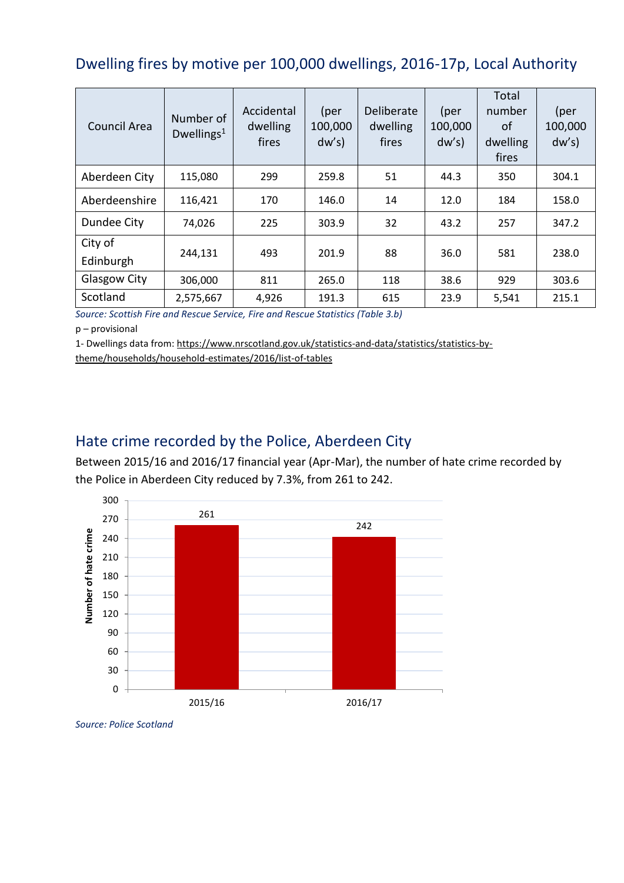## Dwelling fires by motive per 100,000 dwellings, 2016-17p, Local Authority

| Council Area | Number of Dwellings[1] | Accidental dwelling fires | (per 100,000 dw's) | Deliberate dwelling fires | (per 100,000 dw's) | Total number of dwelling fires | (per 100,000 dw's) |
|---|---|---|---|---|---|---|---|
| Aberdeen City | 115,080 | 299 | 259.8 | 51 | 44.3 | 350 | 304.1 |
| Aberdeenshire | 116,421 | 170 | 146.0 | 14 | 12.0 | 184 | 158.0 |
| Dundee City | 74,026 | 225 | 303.9 | 32 | 43.2 | 257 | 347.2 |
| City of Edinburgh | 244,131 | 493 | 201.9 | 88 | 36.0 | 581 | 238.0 |
| Glasgow City | 306,000 | 811 | 265.0 | 118 | 38.6 | 929 | 303.6 |
| Scotland | 2,575,667 | 4,926 | 191.3 | 615 | 23.9 | 5,541 | 215.1 |

*Source: Scottish Fire and Rescue Service, Fire and Rescue Statistics (Table 3.b)*

p – provisional

1- Dwellings data from: https://www.nrscotland.gov.uk/statistics-and-data/statistics/statistics-by-theme/households/household-estimates/2016/list-of-tables

## Hate crime recorded by the Police, Aberdeen City

Between 2015/16 and 2016/17 financial year (Apr-Mar), the number of hate crime recorded by the Police in Aberdeen City reduced by 7.3%, from 261 to 242.

Number of hate crime

300
270
240
210
180
150
120
90
60
30
0

261
242

2015/16
2016/17

*Source: Police Scotland*